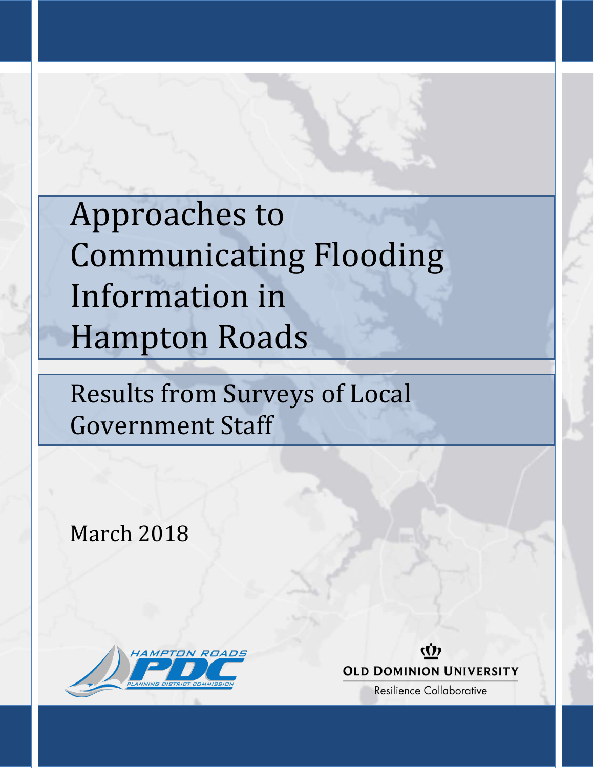# Approaches to Communicating Flooding Information in Hampton Roads

## Results from Surveys of Local Government Staff

March 2018

HAMPTON ROADS PDC PLANNING DISTRICT COMMISSION

OLD DOMINION UNIVERSITY Resilience Collaborative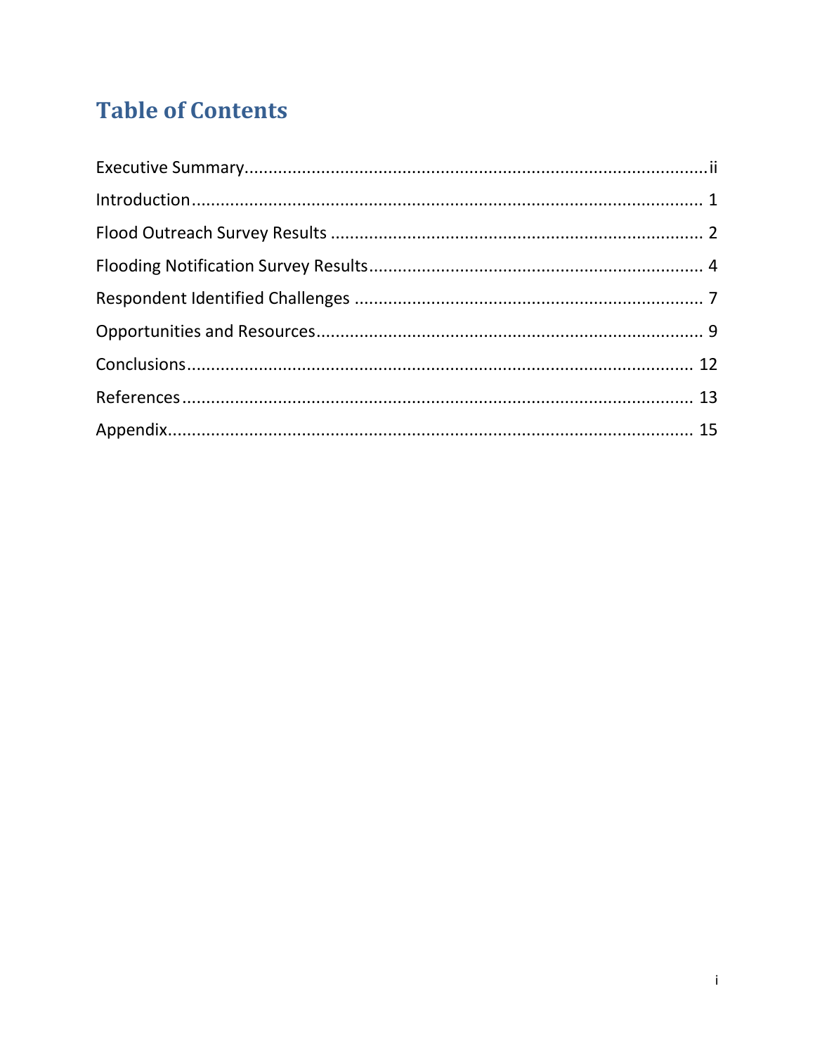# Table of Contents

| | |
|---|---|
| Executive Summary | ii |
| Introduction | 1 |
| Flood Outreach Survey Results | 2 |
| Flooding Notification Survey Results | 4 |
| Respondent Identified Challenges | 7 |
| Opportunities and Resources | 9 |
| Conclusions | 12 |
| References | 13 |
| Appendix | 15 |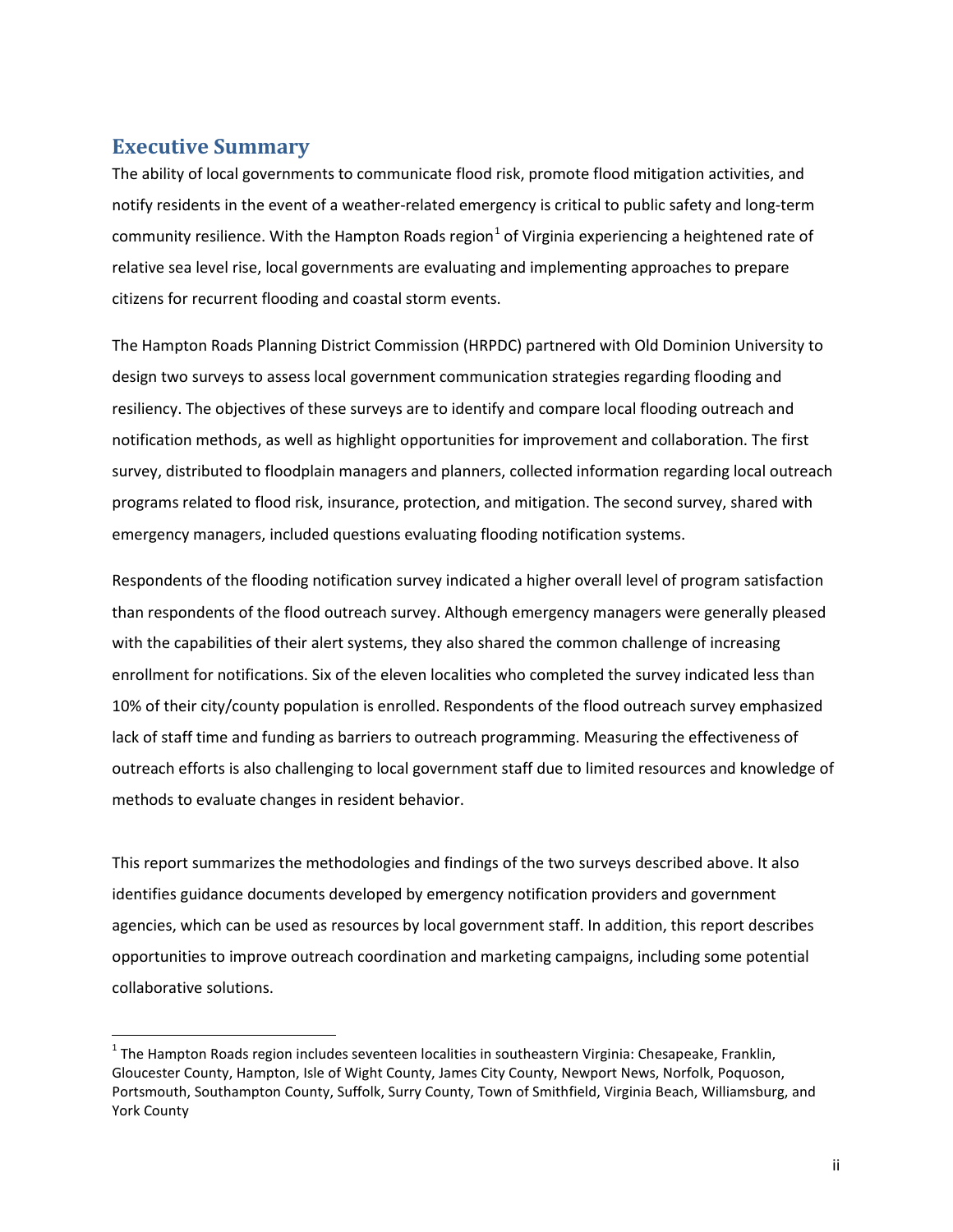## Executive Summary

The ability of local governments to communicate flood risk, promote flood mitigation activities, and notify residents in the event of a weather-related emergency is critical to public safety and long-term community resilience. With the Hampton Roads region[1] of Virginia experiencing a heightened rate of relative sea level rise, local governments are evaluating and implementing approaches to prepare citizens for recurrent flooding and coastal storm events.

The Hampton Roads Planning District Commission (HRPDC) partnered with Old Dominion University to design two surveys to assess local government communication strategies regarding flooding and resiliency. The objectives of these surveys are to identify and compare local flooding outreach and notification methods, as well as highlight opportunities for improvement and collaboration. The first survey, distributed to floodplain managers and planners, collected information regarding local outreach programs related to flood risk, insurance, protection, and mitigation. The second survey, shared with emergency managers, included questions evaluating flooding notification systems.

Respondents of the flooding notification survey indicated a higher overall level of program satisfaction than respondents of the flood outreach survey. Although emergency managers were generally pleased with the capabilities of their alert systems, they also shared the common challenge of increasing enrollment for notifications. Six of the eleven localities who completed the survey indicated less than 10% of their city/county population is enrolled. Respondents of the flood outreach survey emphasized lack of staff time and funding as barriers to outreach programming. Measuring the effectiveness of outreach efforts is also challenging to local government staff due to limited resources and knowledge of methods to evaluate changes in resident behavior.

This report summarizes the methodologies and findings of the two surveys described above. It also identifies guidance documents developed by emergency notification providers and government agencies, which can be used as resources by local government staff. In addition, this report describes opportunities to improve outreach coordination and marketing campaigns, including some potential collaborative solutions.

[1] The Hampton Roads region includes seventeen localities in southeastern Virginia: Chesapeake, Franklin, Gloucester County, Hampton, Isle of Wight County, James City County, Newport News, Norfolk, Poquoson, Portsmouth, Southampton County, Suffolk, Surry County, Town of Smithfield, Virginia Beach, Williamsburg, and York County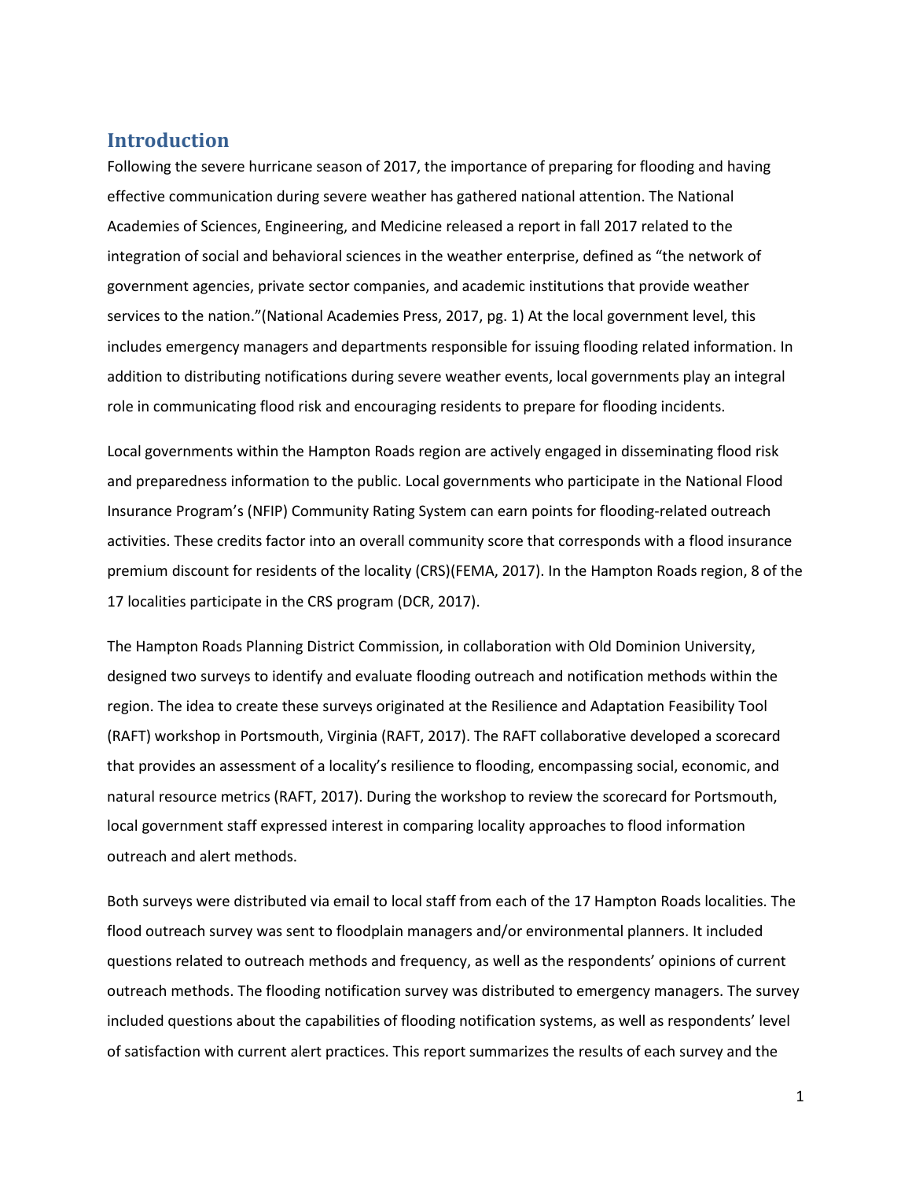## Introduction

Following the severe hurricane season of 2017, the importance of preparing for flooding and having effective communication during severe weather has gathered national attention. The National Academies of Sciences, Engineering, and Medicine released a report in fall 2017 related to the integration of social and behavioral sciences in the weather enterprise, defined as "the network of government agencies, private sector companies, and academic institutions that provide weather services to the nation."(National Academies Press, 2017, pg. 1) At the local government level, this includes emergency managers and departments responsible for issuing flooding related information. In addition to distributing notifications during severe weather events, local governments play an integral role in communicating flood risk and encouraging residents to prepare for flooding incidents.

Local governments within the Hampton Roads region are actively engaged in disseminating flood risk and preparedness information to the public. Local governments who participate in the National Flood Insurance Program's (NFIP) Community Rating System can earn points for flooding-related outreach activities. These credits factor into an overall community score that corresponds with a flood insurance premium discount for residents of the locality (CRS)(FEMA, 2017). In the Hampton Roads region, 8 of the 17 localities participate in the CRS program (DCR, 2017).

The Hampton Roads Planning District Commission, in collaboration with Old Dominion University, designed two surveys to identify and evaluate flooding outreach and notification methods within the region. The idea to create these surveys originated at the Resilience and Adaptation Feasibility Tool (RAFT) workshop in Portsmouth, Virginia (RAFT, 2017). The RAFT collaborative developed a scorecard that provides an assessment of a locality's resilience to flooding, encompassing social, economic, and natural resource metrics (RAFT, 2017). During the workshop to review the scorecard for Portsmouth, local government staff expressed interest in comparing locality approaches to flood information outreach and alert methods.

Both surveys were distributed via email to local staff from each of the 17 Hampton Roads localities. The flood outreach survey was sent to floodplain managers and/or environmental planners. It included questions related to outreach methods and frequency, as well as the respondents' opinions of current outreach methods. The flooding notification survey was distributed to emergency managers. The survey included questions about the capabilities of flooding notification systems, as well as respondents' level of satisfaction with current alert practices. This report summarizes the results of each survey and the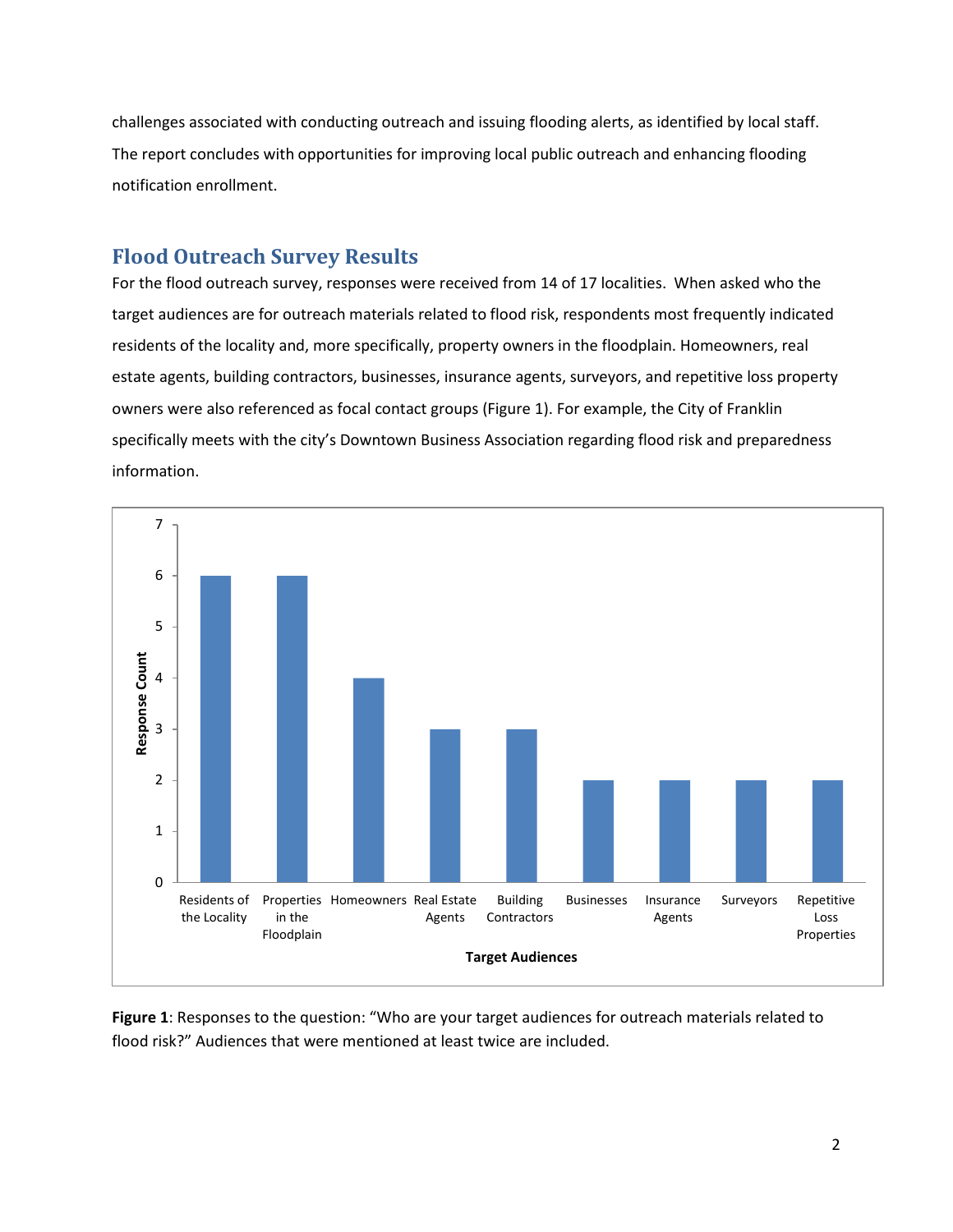challenges associated with conducting outreach and issuing flooding alerts, as identified by local staff. The report concludes with opportunities for improving local public outreach and enhancing flooding notification enrollment.

## Flood Outreach Survey Results

For the flood outreach survey, responses were received from 14 of 17 localities. When asked who the target audiences are for outreach materials related to flood risk, respondents most frequently indicated residents of the locality and, more specifically, property owners in the floodplain. Homeowners, real estate agents, building contractors, businesses, insurance agents, surveyors, and repetitive loss property owners were also referenced as focal contact groups (Figure 1). For example, the City of Franklin specifically meets with the city's Downtown Business Association regarding flood risk and preparedness information.

| Target Audiences | Response Count |
|---|---|
| Residents of the Locality | 6 |
| Properties in the Floodplain | 6 |
| Homeowners | 4 |
| Real Estate Agents | 3 |
| Building Contractors | 3 |
| Businesses | 2 |
| Insurance Agents | 2 |
| Surveyors | 2 |
| Repetitive Loss Properties | 2 |

**Figure 1**: Responses to the question: "Who are your target audiences for outreach materials related to flood risk?" Audiences that were mentioned at least twice are included.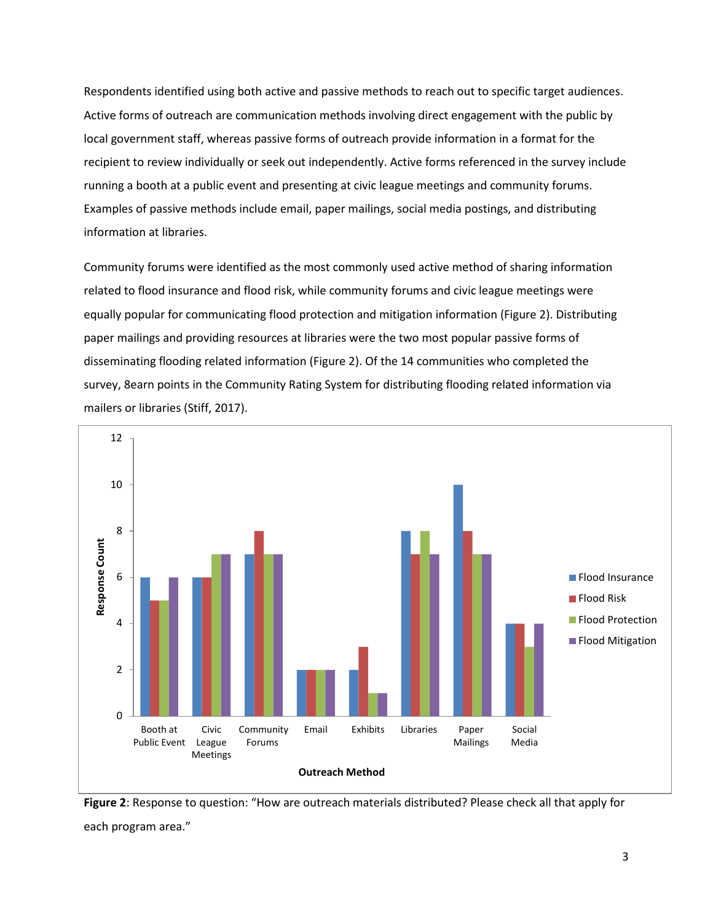Respondents identified using both active and passive methods to reach out to specific target audiences. Active forms of outreach are communication methods involving direct engagement with the public by local government staff, whereas passive forms of outreach provide information in a format for the recipient to review individually or seek out independently. Active forms referenced in the survey include running a booth at a public event and presenting at civic league meetings and community forums. Examples of passive methods include email, paper mailings, social media postings, and distributing information at libraries.

Community forums were identified as the most commonly used active method of sharing information related to flood insurance and flood risk, while community forums and civic league meetings were equally popular for communicating flood protection and mitigation information (Figure 2). Distributing paper mailings and providing resources at libraries were the two most popular passive forms of disseminating flooding related information (Figure 2). Of the 14 communities who completed the survey, 8earn points in the Community Rating System for distributing flooding related information via mailers or libraries (Stiff, 2017).

| Outreach Method | Flood Insurance | Flood Risk | Flood Protection | Flood Mitigation |
|---|---|---|---|---|
| Booth at Public Event | 6 | 5 | 5 | 6 |
| Civic League Meetings | 6 | 6 | 7 | 7 |
| Community Forums | 7 | 8 | 7 | 7 |
| Email | 2 | 2 | 2 | 2 |
| Exhibits | 2 | 3 | 1 | 1 |
| Libraries | 8 | 7 | 8 | 7 |
| Paper Mailings | 10 | 8 | 7 | 7 |
| Social Media | 4 | 4 | 3 | 4 |

**Figure 2**: Response to question: "How are outreach materials distributed? Please check all that apply for each program area."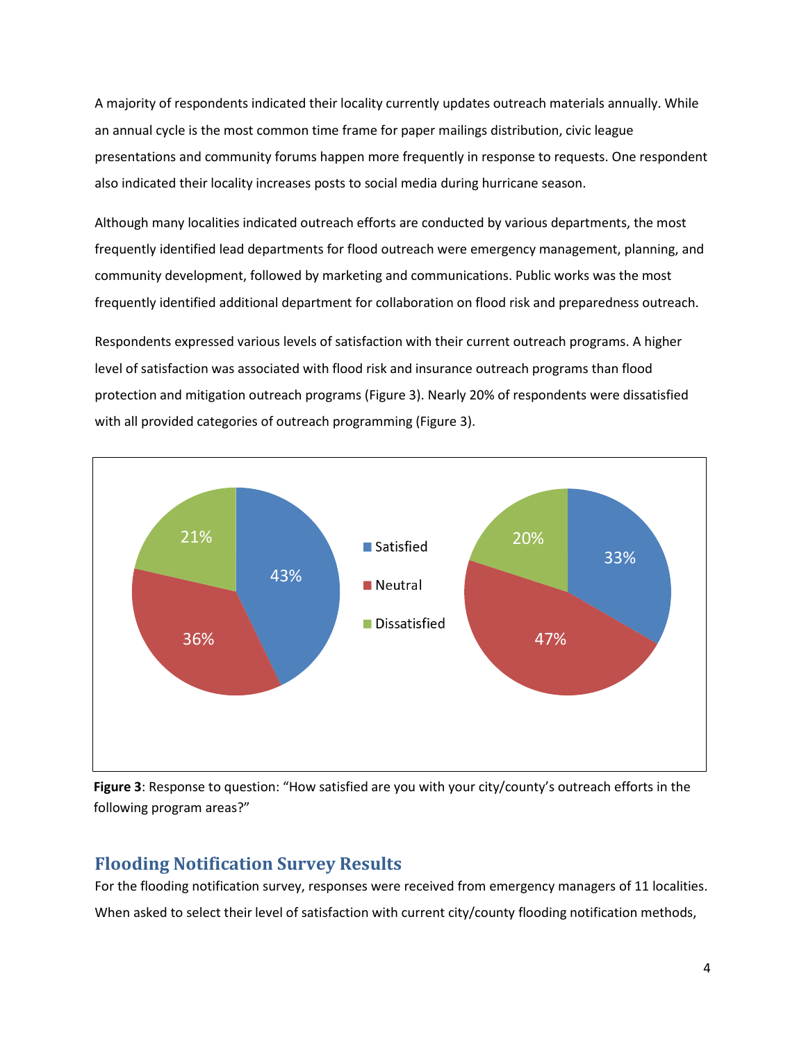A majority of respondents indicated their locality currently updates outreach materials annually. While an annual cycle is the most common time frame for paper mailings distribution, civic league presentations and community forums happen more frequently in response to requests. One respondent also indicated their locality increases posts to social media during hurricane season.

Although many localities indicated outreach efforts are conducted by various departments, the most frequently identified lead departments for flood outreach were emergency management, planning, and community development, followed by marketing and communications. Public works was the most frequently identified additional department for collaboration on flood risk and preparedness outreach.

Respondents expressed various levels of satisfaction with their current outreach programs. A higher level of satisfaction was associated with flood risk and insurance outreach programs than flood protection and mitigation outreach programs (Figure 3). Nearly 20% of respondents were dissatisfied with all provided categories of outreach programming (Figure 3).

**Figure 3**: Response to question: "How satisfied are you with your city/county's outreach efforts in the following program areas?"

## Flooding Notification Survey Results

For the flooding notification survey, responses were received from emergency managers of 11 localities. When asked to select their level of satisfaction with current city/county flooding notification methods,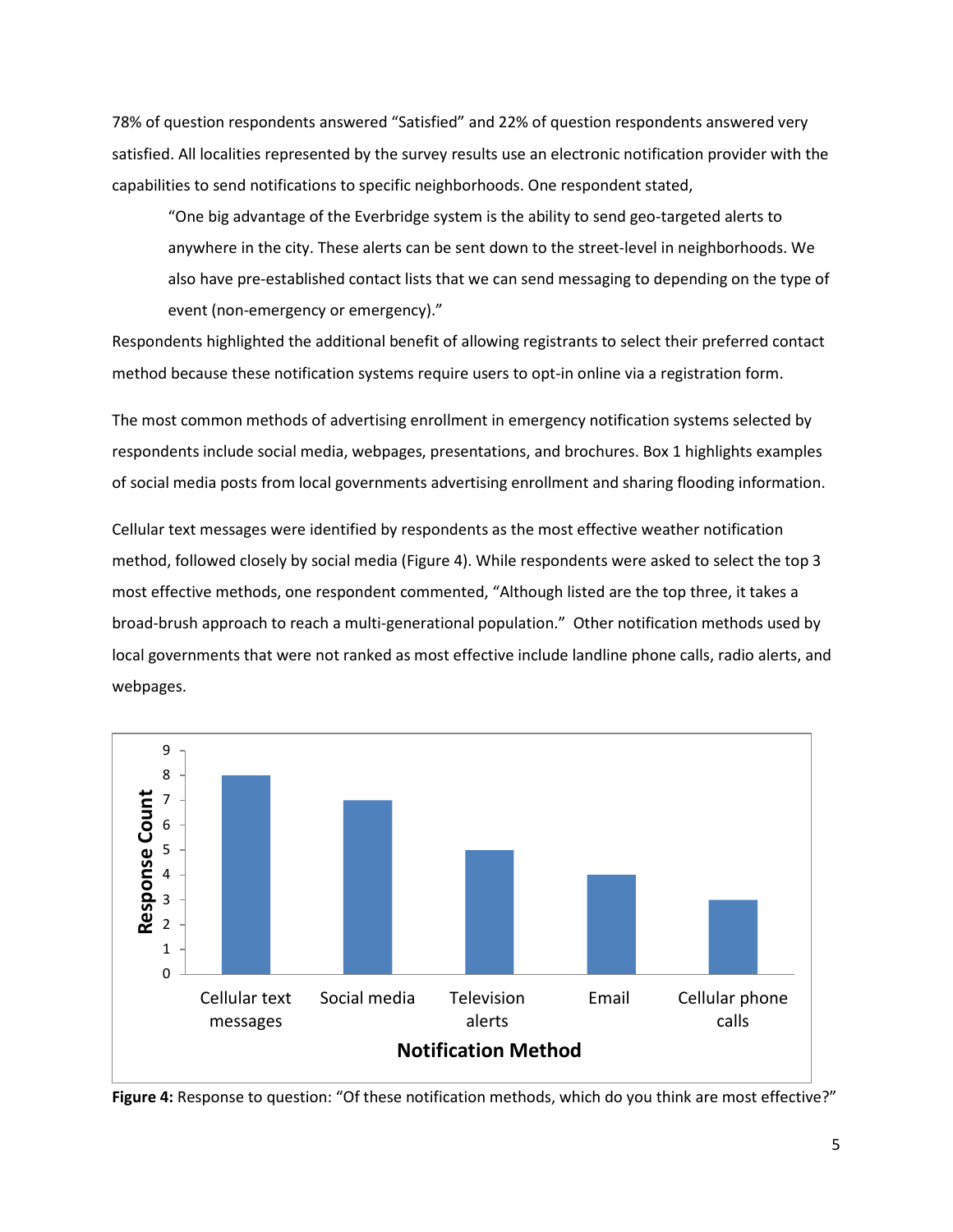78% of question respondents answered "Satisfied" and 22% of question respondents answered very satisfied. All localities represented by the survey results use an electronic notification provider with the capabilities to send notifications to specific neighborhoods. One respondent stated,

> "One big advantage of the Everbridge system is the ability to send geo-targeted alerts to anywhere in the city. These alerts can be sent down to the street-level in neighborhoods. We also have pre-established contact lists that we can send messaging to depending on the type of event (non-emergency or emergency)."

Respondents highlighted the additional benefit of allowing registrants to select their preferred contact method because these notification systems require users to opt-in online via a registration form.

The most common methods of advertising enrollment in emergency notification systems selected by respondents include social media, webpages, presentations, and brochures. Box 1 highlights examples of social media posts from local governments advertising enrollment and sharing flooding information.

Cellular text messages were identified by respondents as the most effective weather notification method, followed closely by social media (Figure 4). While respondents were asked to select the top 3 most effective methods, one respondent commented, "Although listed are the top three, it takes a broad-brush approach to reach a multi-generational population." Other notification methods used by local governments that were not ranked as most effective include landline phone calls, radio alerts, and webpages.

| Notification Method | Response Count |
|---|---|
| Cellular text messages | 8 |
| Social media | 7 |
| Television alerts | 5 |
| Email | 4 |
| Cellular phone calls | 3 |

**Figure 4:** Response to question: "Of these notification methods, which do you think are most effective?"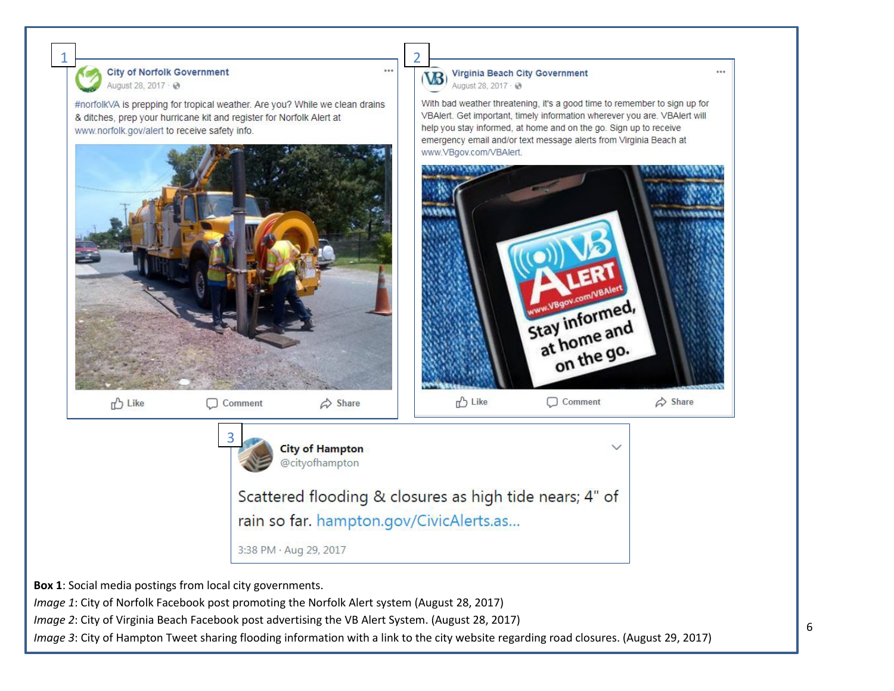1

**City of Norfolk Government**
August 28, 2017

#norfolkVA is prepping for tropical weather. Are you? While we clean drains & ditches, prep your hurricane kit and register for Norfolk Alert at www.norfolk.gov/alert to receive safety info.

Like Comment Share

2

**Virginia Beach City Government**
August 28, 2017

With bad weather threatening, it's a good time to remember to sign up for VBAlert. Get important, timely information wherever you are. VBAlert will help you stay informed, at home and on the go. Sign up to receive emergency email and/or text message alerts from Virginia Beach at www.VBgov.com/VBAlert.

VB ALERT www.VBgov.com/VBAlert Stay informed, at home and on the go.

Like Comment Share

3

**City of Hampton**
@cityofhampton

Scattered flooding & closures as high tide nears; 4" of rain so far. hampton.gov/CivicAlerts.as...

3:38 PM · Aug 29, 2017

**Box 1**: Social media postings from local city governments.
*Image 1*: City of Norfolk Facebook post promoting the Norfolk Alert system (August 28, 2017)
*Image 2*: City of Virginia Beach Facebook post advertising the VB Alert System. (August 28, 2017)
*Image 3*: City of Hampton Tweet sharing flooding information with a link to the city website regarding road closures. (August 29, 2017)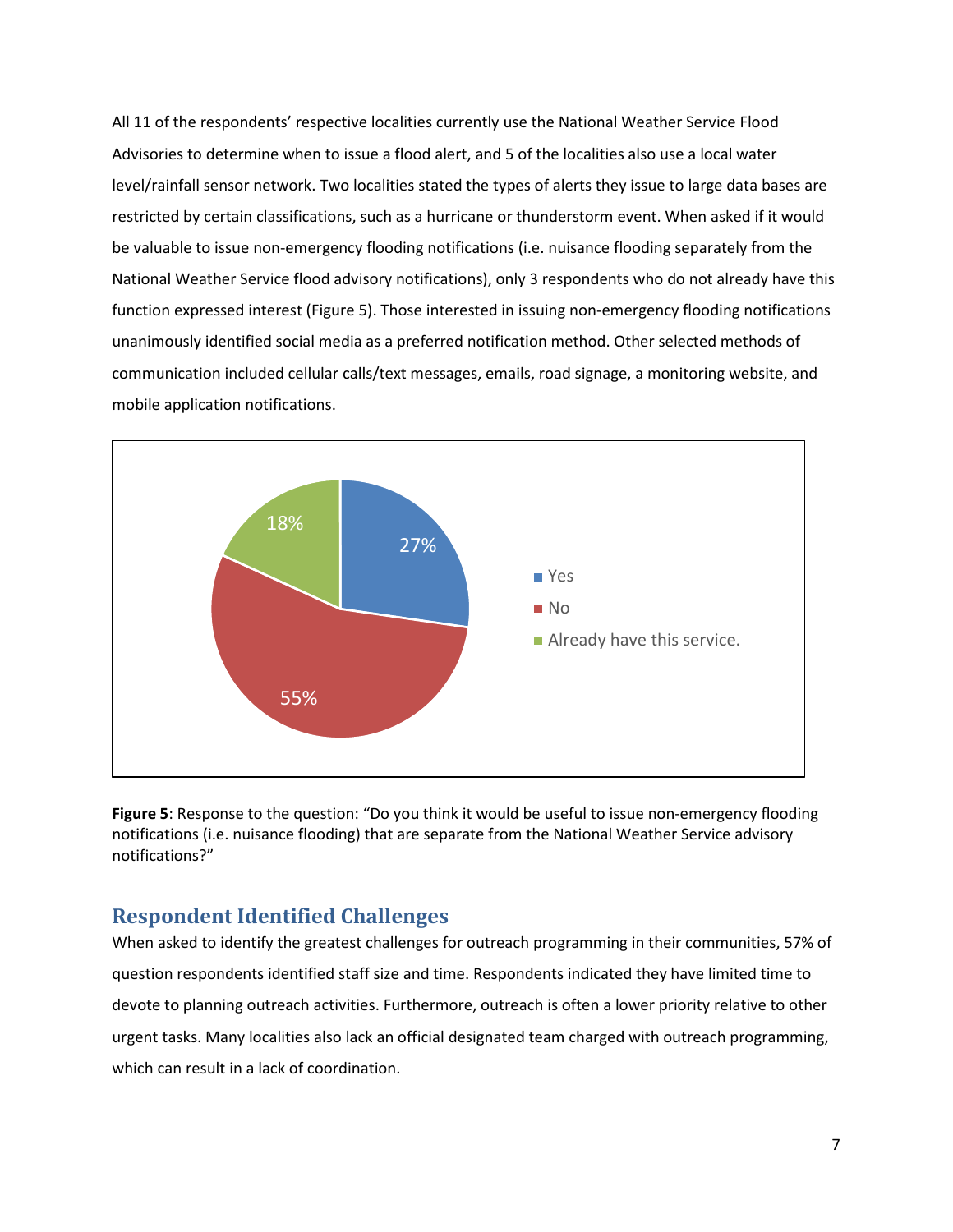All 11 of the respondents' respective localities currently use the National Weather Service Flood Advisories to determine when to issue a flood alert, and 5 of the localities also use a local water level/rainfall sensor network. Two localities stated the types of alerts they issue to large data bases are restricted by certain classifications, such as a hurricane or thunderstorm event. When asked if it would be valuable to issue non-emergency flooding notifications (i.e. nuisance flooding separately from the National Weather Service flood advisory notifications), only 3 respondents who do not already have this function expressed interest (Figure 5). Those interested in issuing non-emergency flooding notifications unanimously identified social media as a preferred notification method. Other selected methods of communication included cellular calls/text messages, emails, road signage, a monitoring website, and mobile application notifications.

**Figure 5**: Response to the question: "Do you think it would be useful to issue non-emergency flooding notifications (i.e. nuisance flooding) that are separate from the National Weather Service advisory notifications?"

## Respondent Identified Challenges

When asked to identify the greatest challenges for outreach programming in their communities, 57% of question respondents identified staff size and time. Respondents indicated they have limited time to devote to planning outreach activities. Furthermore, outreach is often a lower priority relative to other urgent tasks. Many localities also lack an official designated team charged with outreach programming, which can result in a lack of coordination.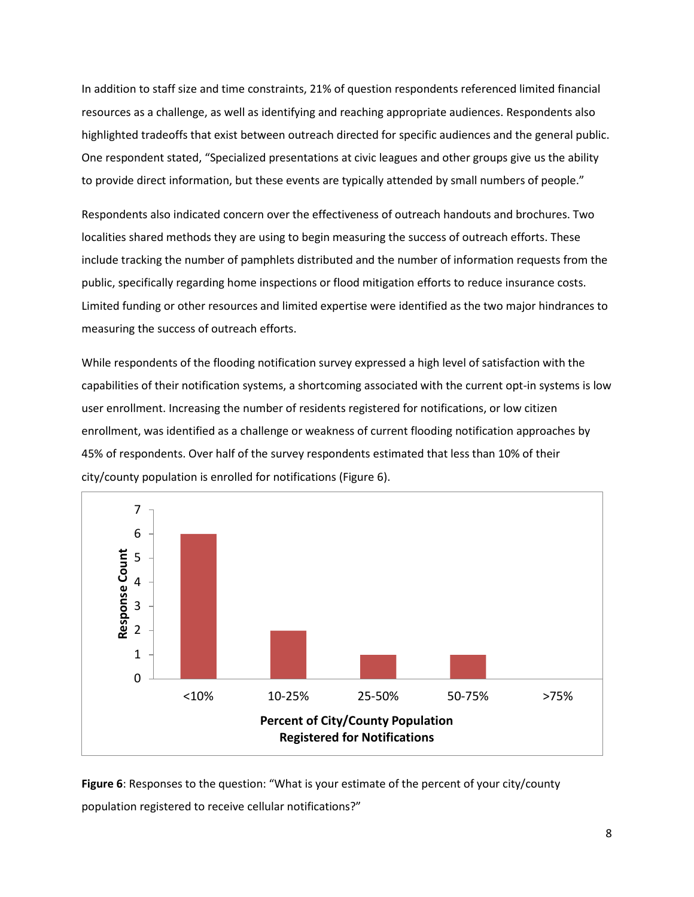In addition to staff size and time constraints, 21% of question respondents referenced limited financial resources as a challenge, as well as identifying and reaching appropriate audiences. Respondents also highlighted tradeoffs that exist between outreach directed for specific audiences and the general public. One respondent stated, "Specialized presentations at civic leagues and other groups give us the ability to provide direct information, but these events are typically attended by small numbers of people."

Respondents also indicated concern over the effectiveness of outreach handouts and brochures. Two localities shared methods they are using to begin measuring the success of outreach efforts. These include tracking the number of pamphlets distributed and the number of information requests from the public, specifically regarding home inspections or flood mitigation efforts to reduce insurance costs. Limited funding or other resources and limited expertise were identified as the two major hindrances to measuring the success of outreach efforts.

While respondents of the flooding notification survey expressed a high level of satisfaction with the capabilities of their notification systems, a shortcoming associated with the current opt-in systems is low user enrollment. Increasing the number of residents registered for notifications, or low citizen enrollment, was identified as a challenge or weakness of current flooding notification approaches by 45% of respondents. Over half of the survey respondents estimated that less than 10% of their city/county population is enrolled for notifications (Figure 6).

| Percent of City/County Population Registered for Notifications | Response Count |
|---|---|
| <10% | 6 |
| 10-25% | 2 |
| 25-50% | 1 |
| 50-75% | 1 |
| >75% | 0 |

**Figure 6**: Responses to the question: "What is your estimate of the percent of your city/county population registered to receive cellular notifications?"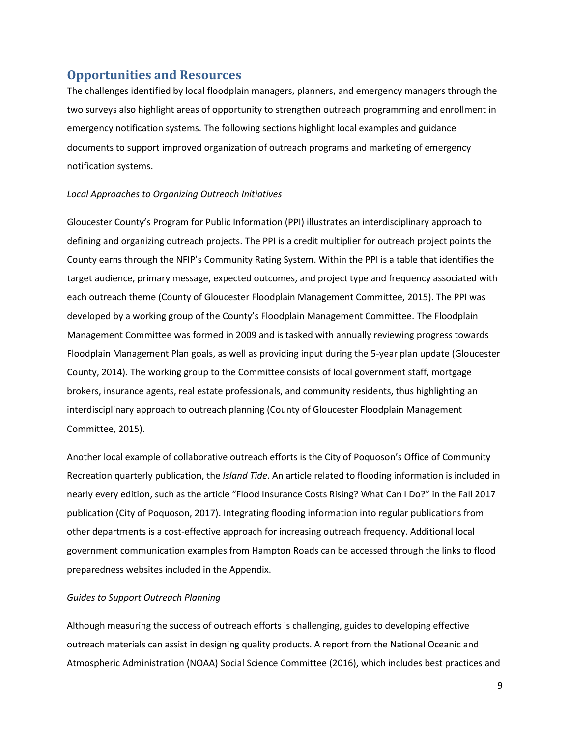## Opportunities and Resources

The challenges identified by local floodplain managers, planners, and emergency managers through the two surveys also highlight areas of opportunity to strengthen outreach programming and enrollment in emergency notification systems. The following sections highlight local examples and guidance documents to support improved organization of outreach programs and marketing of emergency notification systems.

*Local Approaches to Organizing Outreach Initiatives*

Gloucester County's Program for Public Information (PPI) illustrates an interdisciplinary approach to defining and organizing outreach projects. The PPI is a credit multiplier for outreach project points the County earns through the NFIP's Community Rating System. Within the PPI is a table that identifies the target audience, primary message, expected outcomes, and project type and frequency associated with each outreach theme (County of Gloucester Floodplain Management Committee, 2015). The PPI was developed by a working group of the County's Floodplain Management Committee. The Floodplain Management Committee was formed in 2009 and is tasked with annually reviewing progress towards Floodplain Management Plan goals, as well as providing input during the 5-year plan update (Gloucester County, 2014). The working group to the Committee consists of local government staff, mortgage brokers, insurance agents, real estate professionals, and community residents, thus highlighting an interdisciplinary approach to outreach planning (County of Gloucester Floodplain Management Committee, 2015).

Another local example of collaborative outreach efforts is the City of Poquoson's Office of Community Recreation quarterly publication, the *Island Tide*. An article related to flooding information is included in nearly every edition, such as the article "Flood Insurance Costs Rising? What Can I Do?" in the Fall 2017 publication (City of Poquoson, 2017). Integrating flooding information into regular publications from other departments is a cost-effective approach for increasing outreach frequency. Additional local government communication examples from Hampton Roads can be accessed through the links to flood preparedness websites included in the Appendix.

*Guides to Support Outreach Planning*

Although measuring the success of outreach efforts is challenging, guides to developing effective outreach materials can assist in designing quality products. A report from the National Oceanic and Atmospheric Administration (NOAA) Social Science Committee (2016), which includes best practices and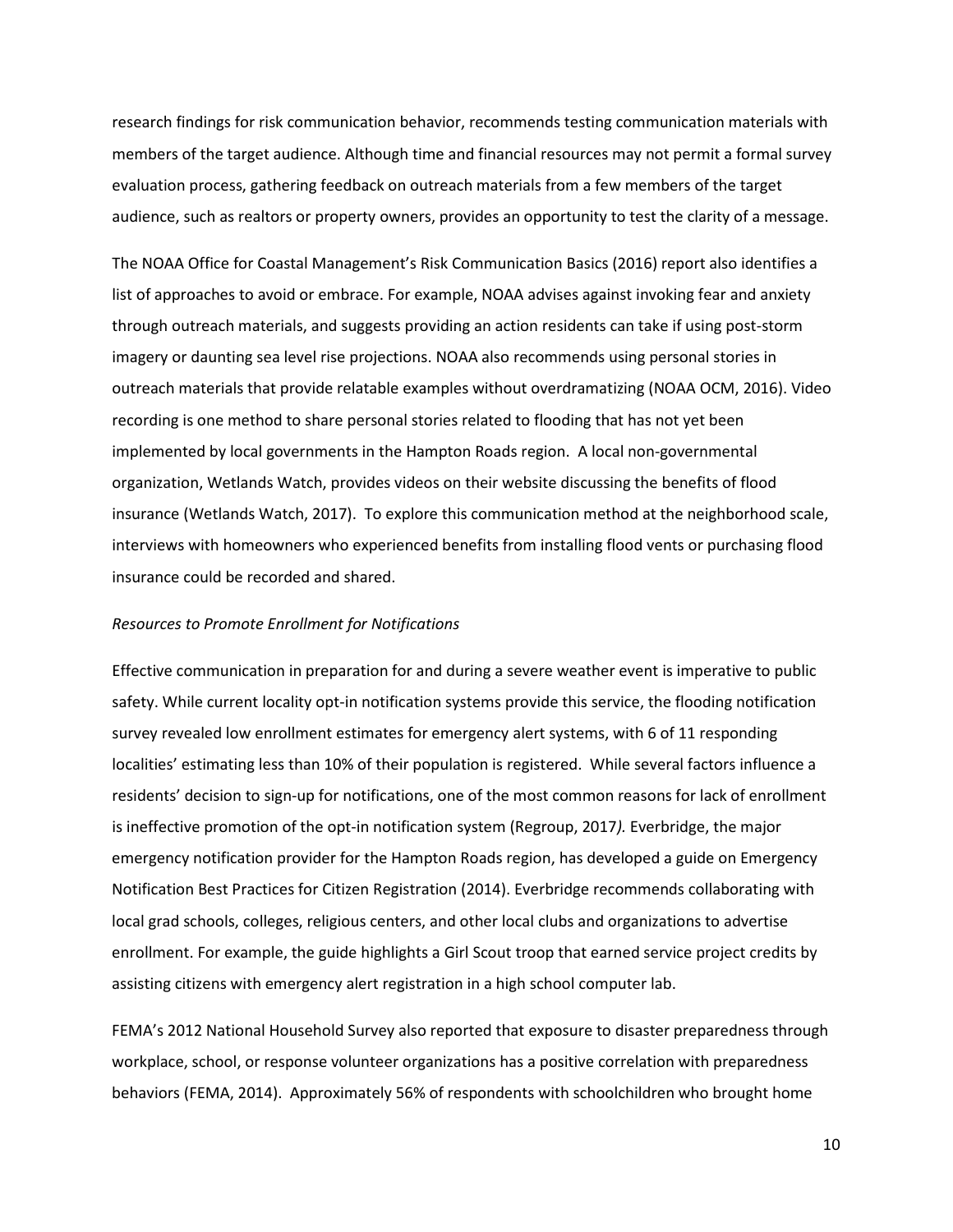research findings for risk communication behavior, recommends testing communication materials with members of the target audience. Although time and financial resources may not permit a formal survey evaluation process, gathering feedback on outreach materials from a few members of the target audience, such as realtors or property owners, provides an opportunity to test the clarity of a message.

The NOAA Office for Coastal Management's Risk Communication Basics (2016) report also identifies a list of approaches to avoid or embrace. For example, NOAA advises against invoking fear and anxiety through outreach materials, and suggests providing an action residents can take if using post-storm imagery or daunting sea level rise projections. NOAA also recommends using personal stories in outreach materials that provide relatable examples without overdramatizing (NOAA OCM, 2016). Video recording is one method to share personal stories related to flooding that has not yet been implemented by local governments in the Hampton Roads region. A local non-governmental organization, Wetlands Watch, provides videos on their website discussing the benefits of flood insurance (Wetlands Watch, 2017). To explore this communication method at the neighborhood scale, interviews with homeowners who experienced benefits from installing flood vents or purchasing flood insurance could be recorded and shared.

*Resources to Promote Enrollment for Notifications*

Effective communication in preparation for and during a severe weather event is imperative to public safety. While current locality opt-in notification systems provide this service, the flooding notification survey revealed low enrollment estimates for emergency alert systems, with 6 of 11 responding localities' estimating less than 10% of their population is registered. While several factors influence a residents' decision to sign-up for notifications, one of the most common reasons for lack of enrollment is ineffective promotion of the opt-in notification system (Regroup, 2017*).* Everbridge, the major emergency notification provider for the Hampton Roads region, has developed a guide on Emergency Notification Best Practices for Citizen Registration (2014). Everbridge recommends collaborating with local grad schools, colleges, religious centers, and other local clubs and organizations to advertise enrollment. For example, the guide highlights a Girl Scout troop that earned service project credits by assisting citizens with emergency alert registration in a high school computer lab.

FEMA's 2012 National Household Survey also reported that exposure to disaster preparedness through workplace, school, or response volunteer organizations has a positive correlation with preparedness behaviors (FEMA, 2014). Approximately 56% of respondents with schoolchildren who brought home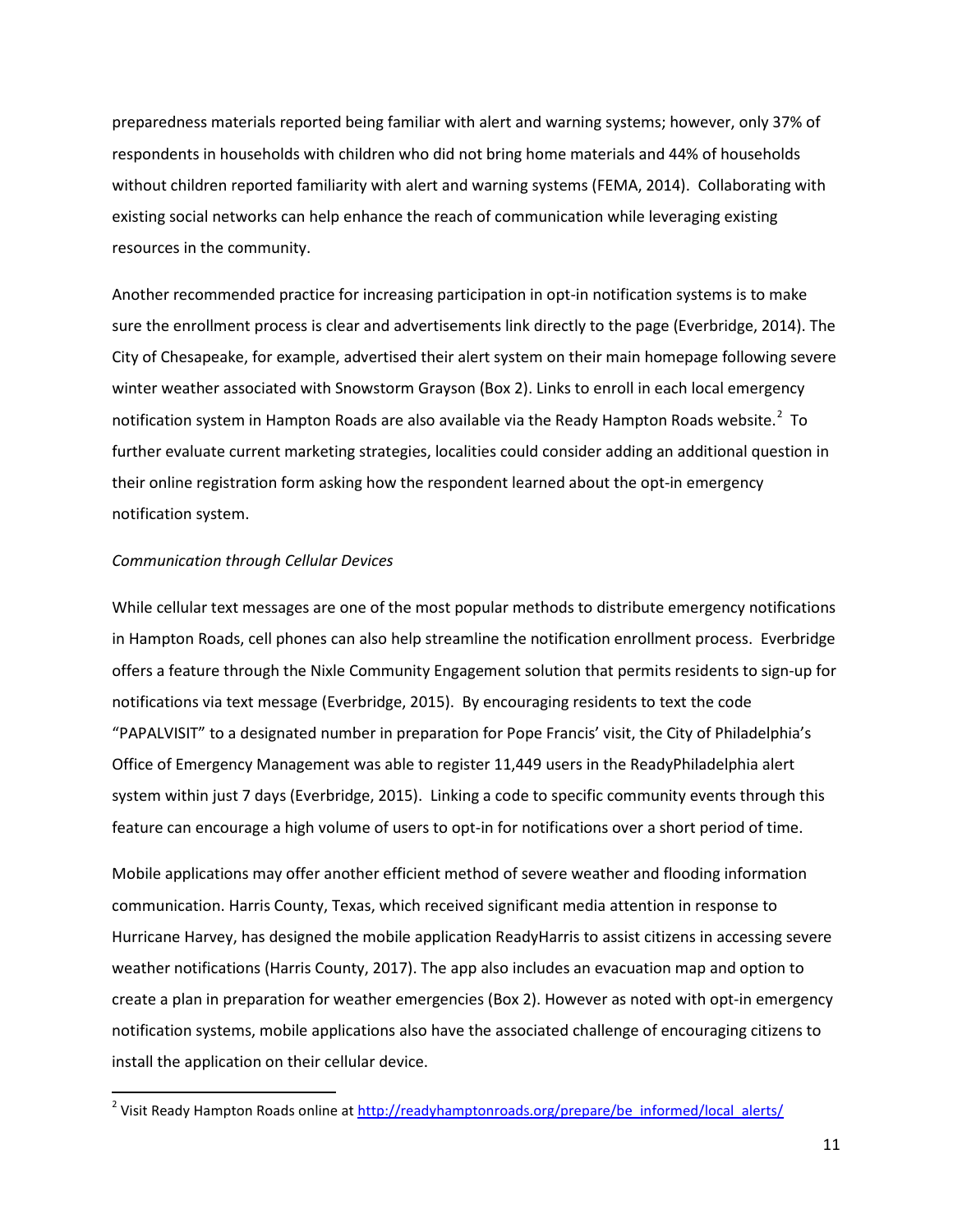preparedness materials reported being familiar with alert and warning systems; however, only 37% of respondents in households with children who did not bring home materials and 44% of households without children reported familiarity with alert and warning systems (FEMA, 2014). Collaborating with existing social networks can help enhance the reach of communication while leveraging existing resources in the community.

Another recommended practice for increasing participation in opt-in notification systems is to make sure the enrollment process is clear and advertisements link directly to the page (Everbridge, 2014). The City of Chesapeake, for example, advertised their alert system on their main homepage following severe winter weather associated with Snowstorm Grayson (Box 2). Links to enroll in each local emergency notification system in Hampton Roads are also available via the Ready Hampton Roads website.[2] To further evaluate current marketing strategies, localities could consider adding an additional question in their online registration form asking how the respondent learned about the opt-in emergency notification system.

*Communication through Cellular Devices*

While cellular text messages are one of the most popular methods to distribute emergency notifications in Hampton Roads, cell phones can also help streamline the notification enrollment process. Everbridge offers a feature through the Nixle Community Engagement solution that permits residents to sign-up for notifications via text message (Everbridge, 2015). By encouraging residents to text the code "PAPALVISIT" to a designated number in preparation for Pope Francis' visit, the City of Philadelphia's Office of Emergency Management was able to register 11,449 users in the ReadyPhiladelphia alert system within just 7 days (Everbridge, 2015). Linking a code to specific community events through this feature can encourage a high volume of users to opt-in for notifications over a short period of time.

Mobile applications may offer another efficient method of severe weather and flooding information communication. Harris County, Texas, which received significant media attention in response to Hurricane Harvey, has designed the mobile application ReadyHarris to assist citizens in accessing severe weather notifications (Harris County, 2017). The app also includes an evacuation map and option to create a plan in preparation for weather emergencies (Box 2). However as noted with opt-in emergency notification systems, mobile applications also have the associated challenge of encouraging citizens to install the application on their cellular device.

[2] Visit Ready Hampton Roads online at http://readyhamptonroads.org/prepare/be_informed/local_alerts/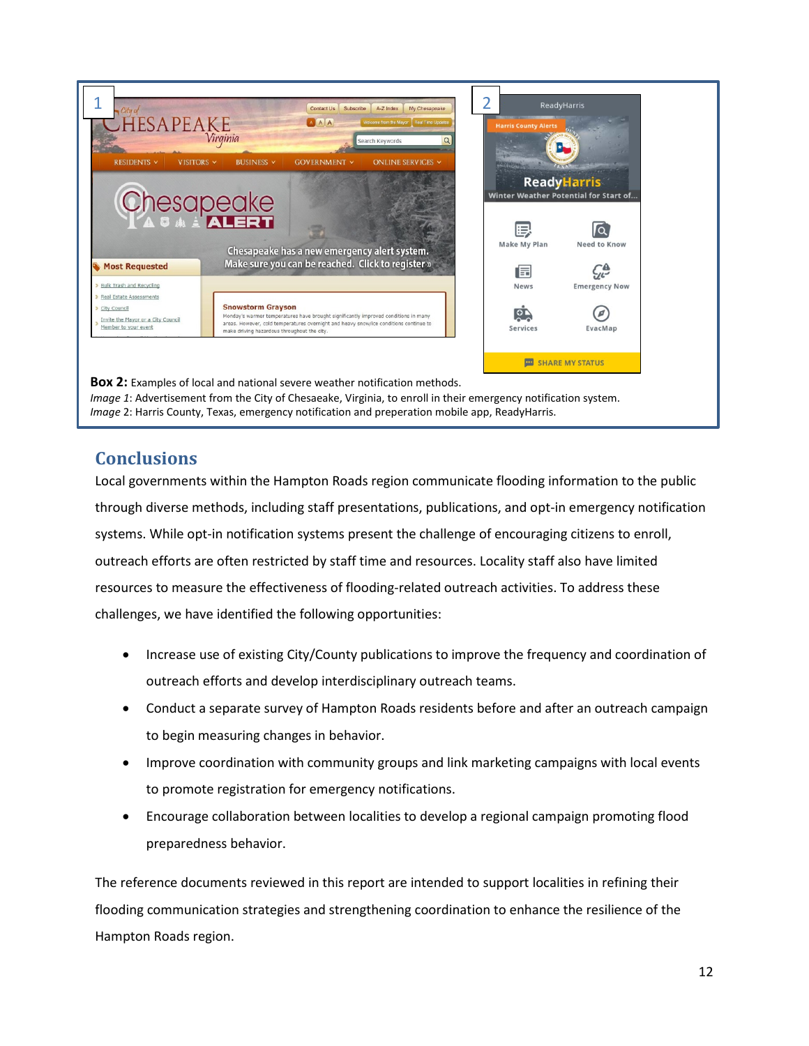**Box 2:** Examples of local and national severe weather notification methods.
*Image 1*: Advertisement from the City of Chesaeake, Virginia, to enroll in their emergency notification system.
*Image 2*: Harris County, Texas, emergency notification and preperation mobile app, ReadyHarris.

## Conclusions

Local governments within the Hampton Roads region communicate flooding information to the public through diverse methods, including staff presentations, publications, and opt-in emergency notification systems. While opt-in notification systems present the challenge of encouraging citizens to enroll, outreach efforts are often restricted by staff time and resources. Locality staff also have limited resources to measure the effectiveness of flooding-related outreach activities. To address these challenges, we have identified the following opportunities:

- Increase use of existing City/County publications to improve the frequency and coordination of outreach efforts and develop interdisciplinary outreach teams.
- Conduct a separate survey of Hampton Roads residents before and after an outreach campaign to begin measuring changes in behavior.
- Improve coordination with community groups and link marketing campaigns with local events to promote registration for emergency notifications.
- Encourage collaboration between localities to develop a regional campaign promoting flood preparedness behavior.

The reference documents reviewed in this report are intended to support localities in refining their flooding communication strategies and strengthening coordination to enhance the resilience of the Hampton Roads region.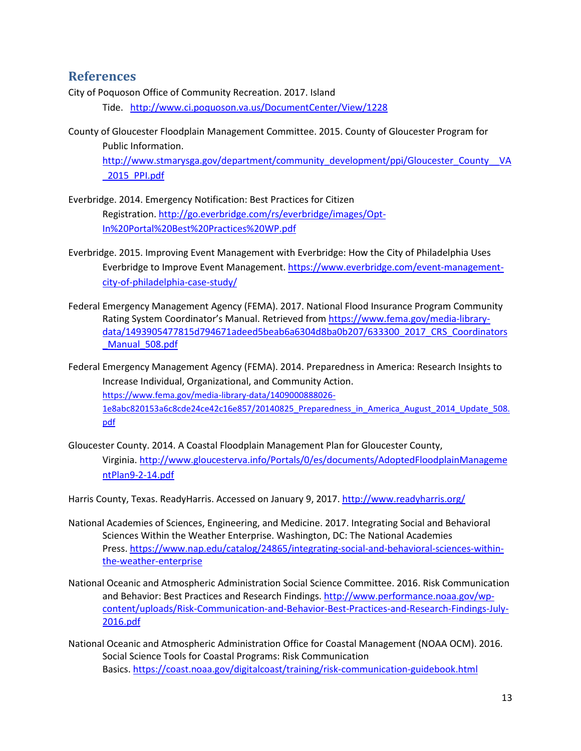## References

City of Poquoson Office of Community Recreation. 2017. Island Tide. http://www.ci.poquoson.va.us/DocumentCenter/View/1228

County of Gloucester Floodplain Management Committee. 2015. County of Gloucester Program for Public Information. http://www.stmarysga.gov/department/community_development/ppi/Gloucester_County__VA_2015_PPI.pdf

Everbridge. 2014. Emergency Notification: Best Practices for Citizen Registration. http://go.everbridge.com/rs/everbridge/images/Opt-In%20Portal%20Best%20Practices%20WP.pdf

Everbridge. 2015. Improving Event Management with Everbridge: How the City of Philadelphia Uses Everbridge to Improve Event Management. https://www.everbridge.com/event-management-city-of-philadelphia-case-study/

Federal Emergency Management Agency (FEMA). 2017. National Flood Insurance Program Community Rating System Coordinator's Manual. Retrieved from https://www.fema.gov/media-library-data/1493905477815d794671adeed5beab6a6304d8ba0b207/633300_2017_CRS_Coordinators_Manual_508.pdf

Federal Emergency Management Agency (FEMA). 2014. Preparedness in America: Research Insights to Increase Individual, Organizational, and Community Action. https://www.fema.gov/media-library-data/1409000888026-1e8abc820153a6c8cde24ce42c16e857/20140825_Preparedness_in_America_August_2014_Update_508.pdf

Gloucester County. 2014. A Coastal Floodplain Management Plan for Gloucester County, Virginia. http://www.gloucesterva.info/Portals/0/es/documents/AdoptedFloodplainManagementPlan9-2-14.pdf

Harris County, Texas. ReadyHarris. Accessed on January 9, 2017. http://www.readyharris.org/

National Academies of Sciences, Engineering, and Medicine. 2017. Integrating Social and Behavioral Sciences Within the Weather Enterprise. Washington, DC: The National Academies Press. https://www.nap.edu/catalog/24865/integrating-social-and-behavioral-sciences-within-the-weather-enterprise

National Oceanic and Atmospheric Administration Social Science Committee. 2016. Risk Communication and Behavior: Best Practices and Research Findings. http://www.performance.noaa.gov/wp-content/uploads/Risk-Communication-and-Behavior-Best-Practices-and-Research-Findings-July-2016.pdf

National Oceanic and Atmospheric Administration Office for Coastal Management (NOAA OCM). 2016. Social Science Tools for Coastal Programs: Risk Communication Basics. https://coast.noaa.gov/digitalcoast/training/risk-communication-guidebook.html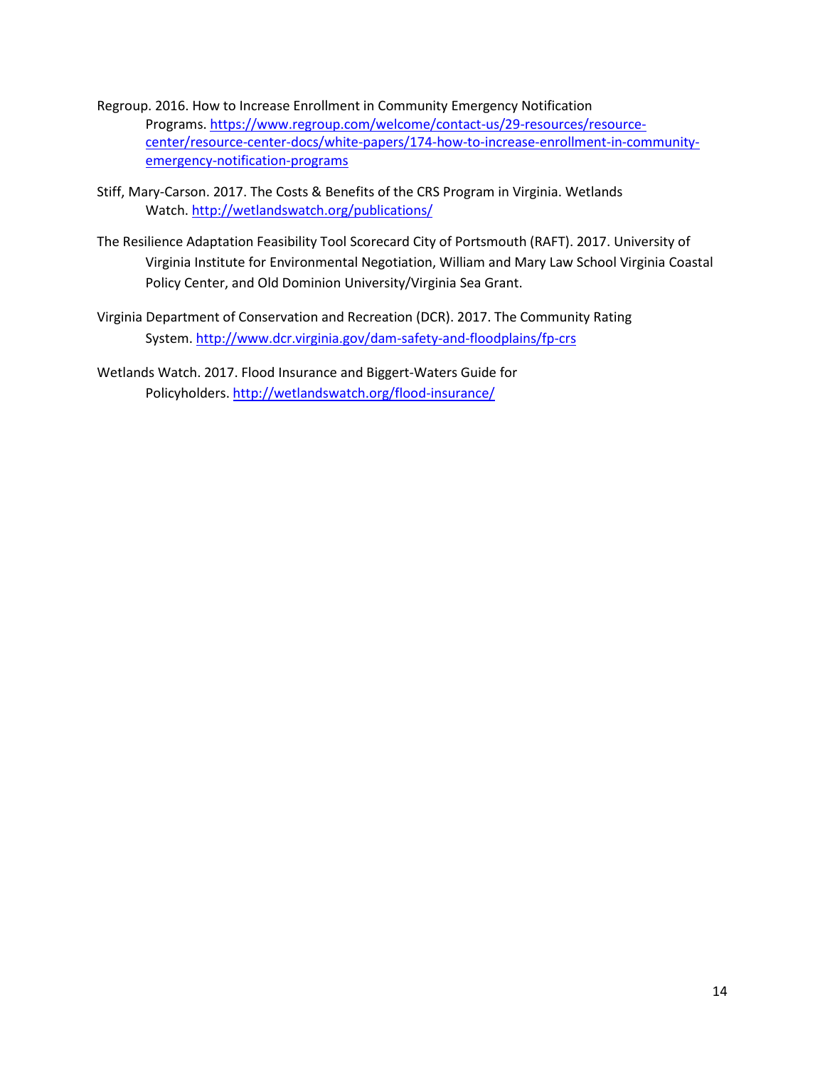Regroup. 2016. How to Increase Enrollment in Community Emergency Notification Programs. https://www.regroup.com/welcome/contact-us/29-resources/resource-center/resource-center-docs/white-papers/174-how-to-increase-enrollment-in-community-emergency-notification-programs

Stiff, Mary-Carson. 2017. The Costs & Benefits of the CRS Program in Virginia. Wetlands Watch. http://wetlandswatch.org/publications/

The Resilience Adaptation Feasibility Tool Scorecard City of Portsmouth (RAFT). 2017. University of Virginia Institute for Environmental Negotiation, William and Mary Law School Virginia Coastal Policy Center, and Old Dominion University/Virginia Sea Grant.

Virginia Department of Conservation and Recreation (DCR). 2017. The Community Rating System. http://www.dcr.virginia.gov/dam-safety-and-floodplains/fp-crs

Wetlands Watch. 2017. Flood Insurance and Biggert-Waters Guide for Policyholders. http://wetlandswatch.org/flood-insurance/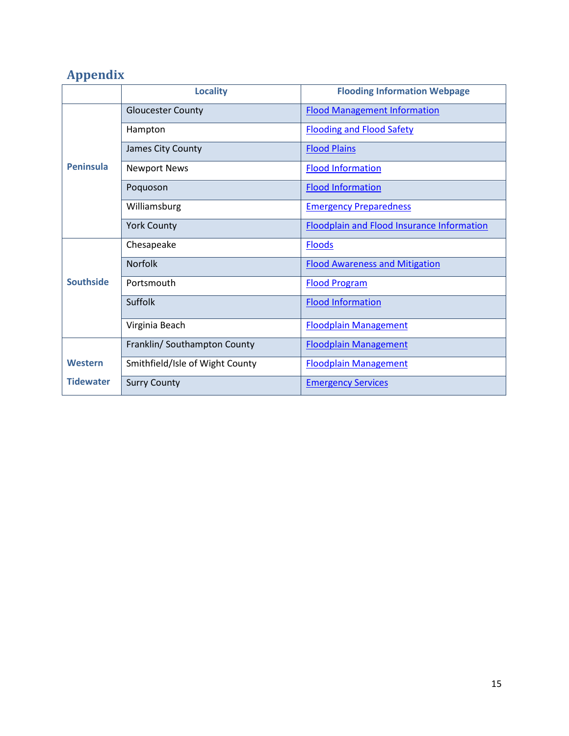## Appendix

| | Locality | Flooding Information Webpage |
|---|---|---|
| Peninsula | Gloucester County | Flood Management Information |
| | Hampton | Flooding and Flood Safety |
| | James City County | Flood Plains |
| | Newport News | Flood Information |
| | Poquoson | Flood Information |
| | Williamsburg | Emergency Preparedness |
| | York County | Floodplain and Flood Insurance Information |
| Southside | Chesapeake | Floods |
| | Norfolk | Flood Awareness and Mitigation |
| | Portsmouth | Flood Program |
| | Suffolk | Flood Information |
| | Virginia Beach | Floodplain Management |
| Western Tidewater | Franklin/ Southampton County | Floodplain Management |
| | Smithfield/Isle of Wight County | Floodplain Management |
| | Surry County | Emergency Services |